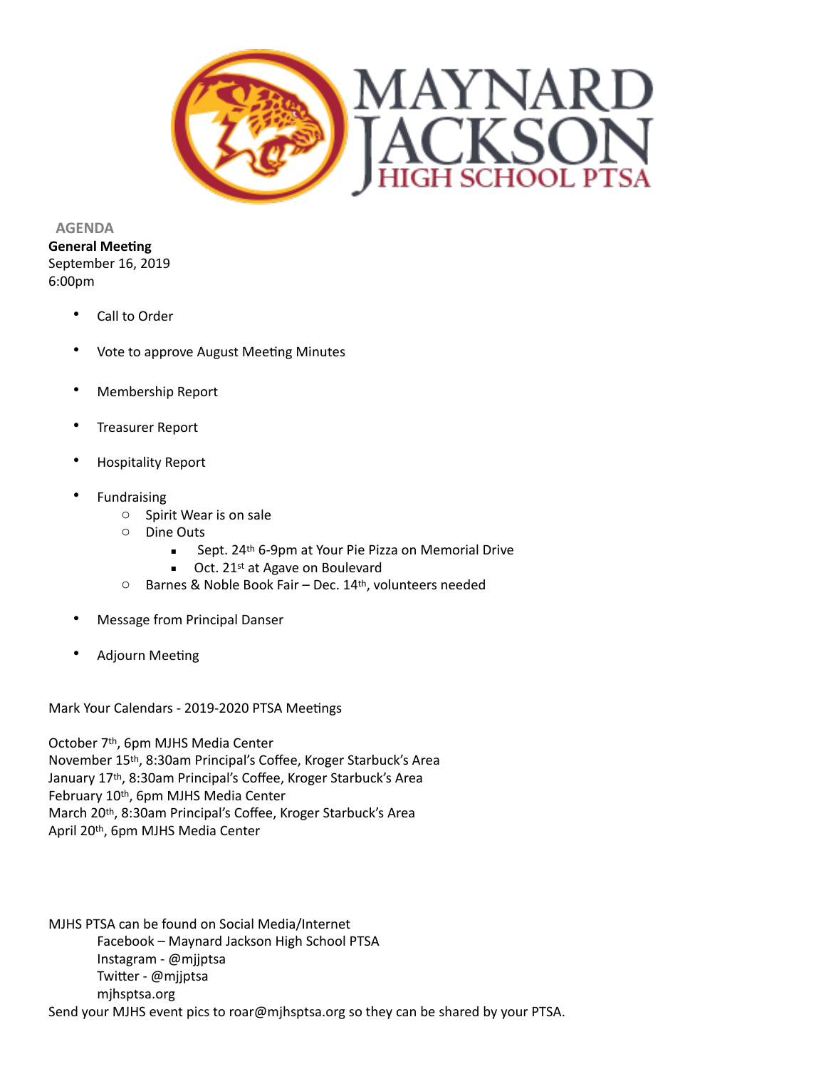# MAYNARD JACKSON HIGH SCHOOL PTSA

**AGENDA**

**General Meeting**
September 16, 2019
6:00pm

- Call to Order
- Vote to approve August Meeting Minutes
- Membership Report
- Treasurer Report
- Hospitality Report
- Fundraising
  - Spirit Wear is on sale
  - Dine Outs
    - Sept. 24th 6-9pm at Your Pie Pizza on Memorial Drive
    - Oct. 21st at Agave on Boulevard
  - Barnes & Noble Book Fair – Dec. 14th, volunteers needed
- Message from Principal Danser
- Adjourn Meeting

Mark Your Calendars - 2019-2020 PTSA Meetings

October 7th, 6pm MJHS Media Center
November 15th, 8:30am Principal's Coffee, Kroger Starbuck's Area
January 17th, 8:30am Principal's Coffee, Kroger Starbuck's Area
February 10th, 6pm MJHS Media Center
March 20th, 8:30am Principal's Coffee, Kroger Starbuck's Area
April 20th, 6pm MJHS Media Center

MJHS PTSA can be found on Social Media/Internet
Facebook – Maynard Jackson High School PTSA
Instagram - @mjjptsa
Twitter - @mjjptsa
mjhsptsa.org

Send your MJHS event pics to roar@mjhsptsa.org so they can be shared by your PTSA.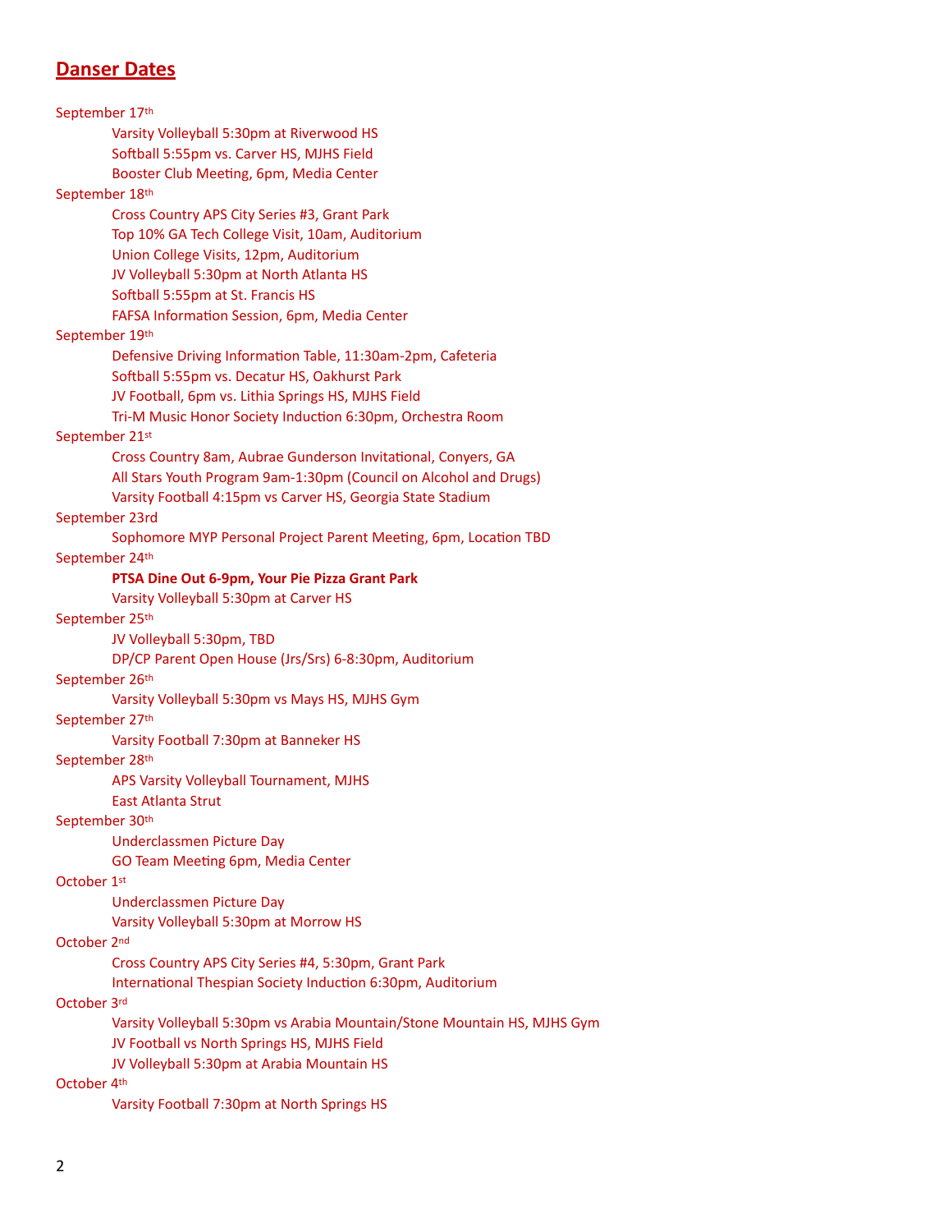## Danser Dates

September 17th
- Varsity Volleyball 5:30pm at Riverwood HS
- Softball 5:55pm vs. Carver HS, MJHS Field
- Booster Club Meeting, 6pm, Media Center

September 18th
- Cross Country APS City Series #3, Grant Park
- Top 10% GA Tech College Visit, 10am, Auditorium
- Union College Visits, 12pm, Auditorium
- JV Volleyball 5:30pm at North Atlanta HS
- Softball 5:55pm at St. Francis HS
- FAFSA Information Session, 6pm, Media Center

September 19th
- Defensive Driving Information Table, 11:30am-2pm, Cafeteria
- Softball 5:55pm vs. Decatur HS, Oakhurst Park
- JV Football, 6pm vs. Lithia Springs HS, MJHS Field
- Tri-M Music Honor Society Induction 6:30pm, Orchestra Room

September 21st
- Cross Country 8am, Aubrae Gunderson Invitational, Conyers, GA
- All Stars Youth Program 9am-1:30pm (Council on Alcohol and Drugs)
- Varsity Football 4:15pm vs Carver HS, Georgia State Stadium

September 23rd
- Sophomore MYP Personal Project Parent Meeting, 6pm, Location TBD

September 24th
- **PTSA Dine Out 6-9pm, Your Pie Pizza Grant Park**
- Varsity Volleyball 5:30pm at Carver HS

September 25th
- JV Volleyball 5:30pm, TBD
- DP/CP Parent Open House (Jrs/Srs) 6-8:30pm, Auditorium

September 26th
- Varsity Volleyball 5:30pm vs Mays HS, MJHS Gym

September 27th
- Varsity Football 7:30pm at Banneker HS

September 28th
- APS Varsity Volleyball Tournament, MJHS
- East Atlanta Strut

September 30th
- Underclassmen Picture Day
- GO Team Meeting 6pm, Media Center

October 1st
- Underclassmen Picture Day
- Varsity Volleyball 5:30pm at Morrow HS

October 2nd
- Cross Country APS City Series #4, 5:30pm, Grant Park
- International Thespian Society Induction 6:30pm, Auditorium

October 3rd
- Varsity Volleyball 5:30pm vs Arabia Mountain/Stone Mountain HS, MJHS Gym
- JV Football vs North Springs HS, MJHS Field
- JV Volleyball 5:30pm at Arabia Mountain HS

October 4th
- Varsity Football 7:30pm at North Springs HS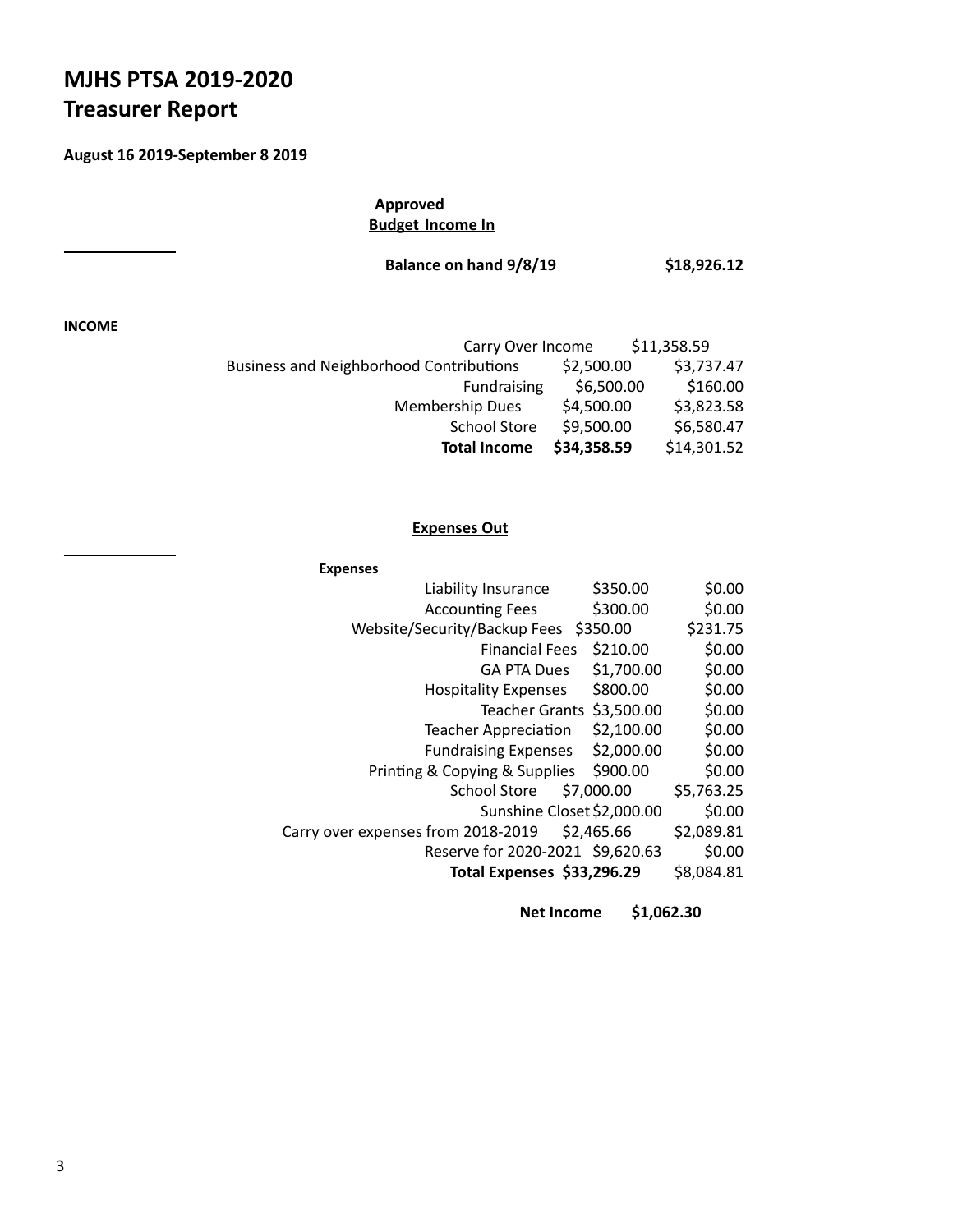# MJHS PTSA 2019-2020
# Treasurer Report

**August 16 2019-September 8 2019**

**Approved**
**Budget Income In**

**Balance on hand 9/8/19** **$18,926.12**

**INCOME**

| | Approved Budget | Income In |
|---|---|---|
| Carry Over Income | | $11,358.59 |
| Business and Neighborhood Contributions | $2,500.00 | $3,737.47 |
| Fundraising | $6,500.00 | $160.00 |
| Membership Dues | $4,500.00 | $3,823.58 |
| School Store | $9,500.00 | $6,580.47 |
| **Total Income** | **$34,358.59** | $14,301.52 |

**Expenses Out**

**Expenses**

| | Approved Budget | Expenses Out |
|---|---|---|
| Liability Insurance | $350.00 | $0.00 |
| Accounting Fees | $300.00 | $0.00 |
| Website/Security/Backup Fees | $350.00 | $231.75 |
| Financial Fees | $210.00 | $0.00 |
| GA PTA Dues | $1,700.00 | $0.00 |
| Hospitality Expenses | $800.00 | $0.00 |
| Teacher Grants | $3,500.00 | $0.00 |
| Teacher Appreciation | $2,100.00 | $0.00 |
| Fundraising Expenses | $2,000.00 | $0.00 |
| Printing & Copying & Supplies | $900.00 | $0.00 |
| School Store | $7,000.00 | $5,763.25 |
| Sunshine Closet | $2,000.00 | $0.00 |
| Carry over expenses from 2018-2019 | $2,465.66 | $2,089.81 |
| Reserve for 2020-2021 | $9,620.63 | $0.00 |
| **Total Expenses** | **$33,296.29** | $8,084.81 |

**Net Income** **$1,062.30**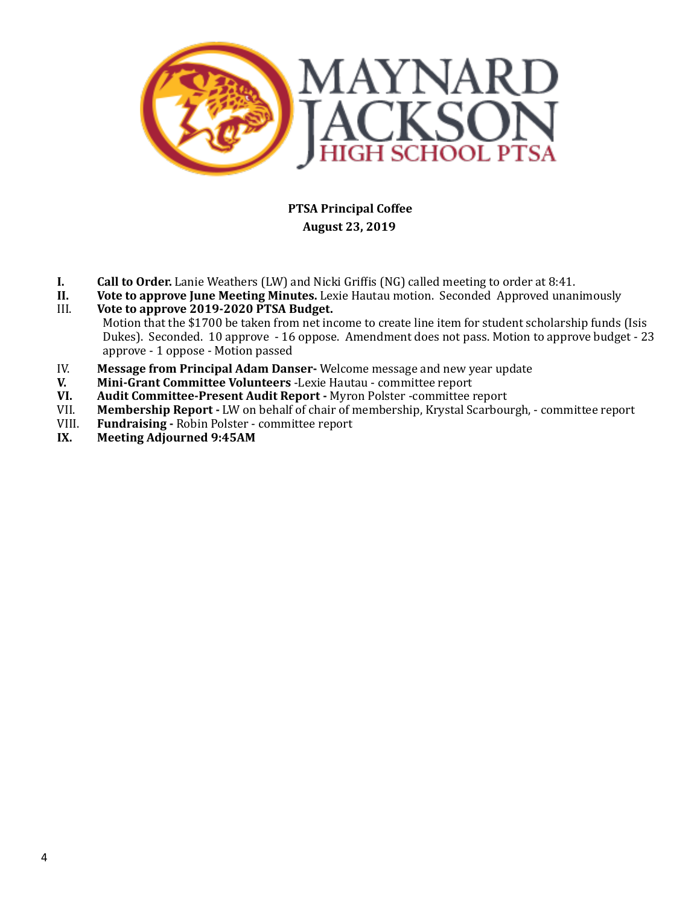**PTSA Principal Coffee**
**August 23, 2019**

I. **Call to Order.** Lanie Weathers (LW) and Nicki Griffis (NG) called meeting to order at 8:41.

II. **Vote to approve June Meeting Minutes.** Lexie Hautau motion. Seconded Approved unanimously

III. **Vote to approve 2019-2020 PTSA Budget.**
Motion that the $1700 be taken from net income to create line item for student scholarship funds (Isis Dukes). Seconded. 10 approve - 16 oppose. Amendment does not pass. Motion to approve budget - 23 approve - 1 oppose - Motion passed

IV. **Message from Principal Adam Danser-** Welcome message and new year update

V. **Mini-Grant Committee Volunteers** -Lexie Hautau - committee report

VI. **Audit Committee-Present Audit Report -** Myron Polster -committee report

VII. **Membership Report -** LW on behalf of chair of membership, Krystal Scarbourgh, - committee report

VIII. **Fundraising -** Robin Polster - committee report

IX. **Meeting Adjourned 9:45AM**